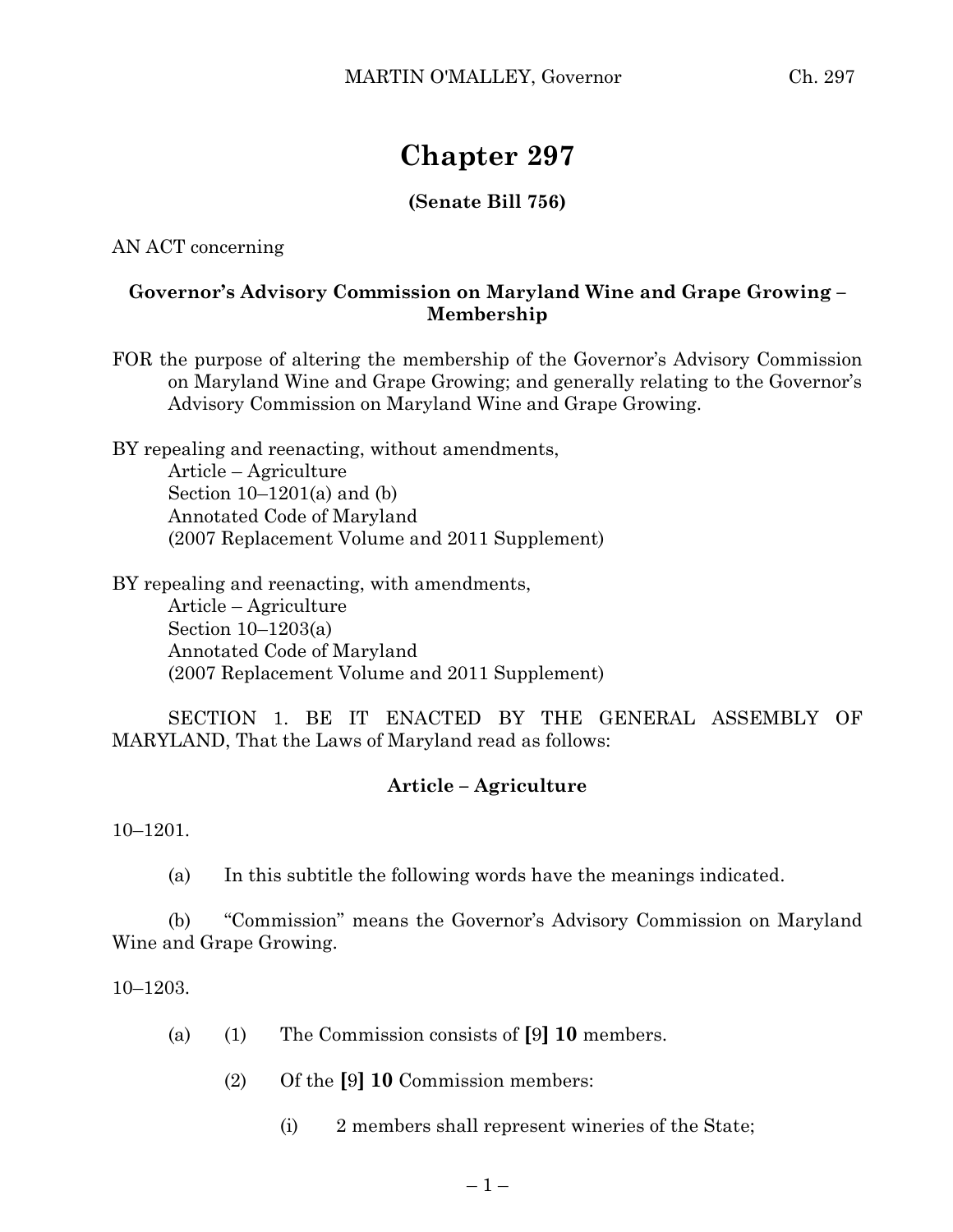# Chapter 297

**(Senate Bill 756)**

AN ACT concerning

**Governor's Advisory Commission on Maryland Wine and Grape Growing – Membership**

FOR the purpose of altering the membership of the Governor's Advisory Commission on Maryland Wine and Grape Growing; and generally relating to the Governor's Advisory Commission on Maryland Wine and Grape Growing.

BY repealing and reenacting, without amendments,
Article – Agriculture
Section 10–1201(a) and (b)
Annotated Code of Maryland
(2007 Replacement Volume and 2011 Supplement)

BY repealing and reenacting, with amendments,
Article – Agriculture
Section 10–1203(a)
Annotated Code of Maryland
(2007 Replacement Volume and 2011 Supplement)

SECTION 1. BE IT ENACTED BY THE GENERAL ASSEMBLY OF MARYLAND, That the Laws of Maryland read as follows:

**Article – Agriculture**

10–1201.

(a) In this subtitle the following words have the meanings indicated.

(b) "Commission" means the Governor's Advisory Commission on Maryland Wine and Grape Growing.

10–1203.

(a) (1) The Commission consists of **[**9**] 10** members.

(2) Of the **[**9**] 10** Commission members:

(i) 2 members shall represent wineries of the State;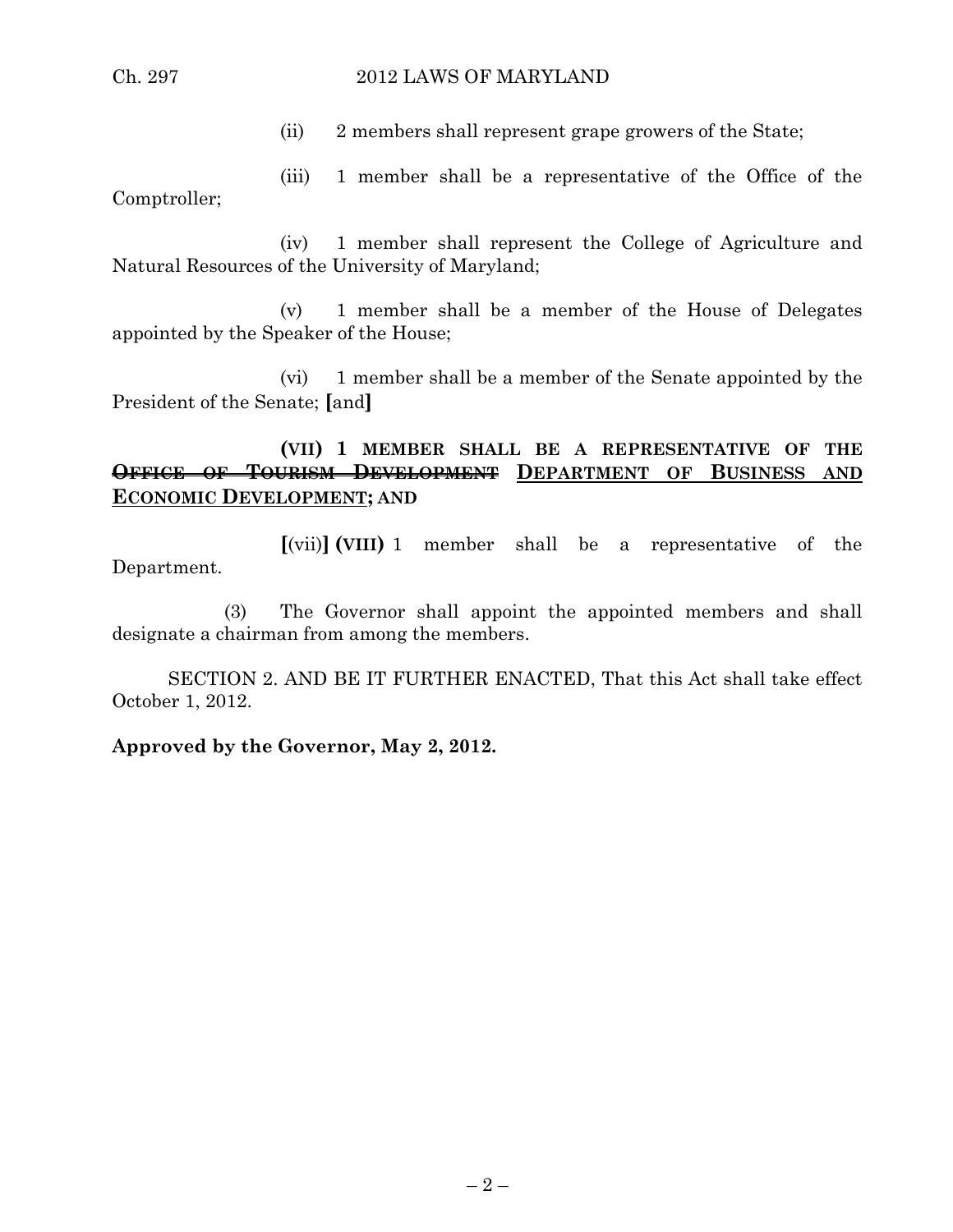(ii) 2 members shall represent grape growers of the State;

(iii) 1 member shall be a representative of the Office of the Comptroller;

(iv) 1 member shall represent the College of Agriculture and Natural Resources of the University of Maryland;

(v) 1 member shall be a member of the House of Delegates appointed by the Speaker of the House;

(vi) 1 member shall be a member of the Senate appointed by the President of the Senate; **[**and**]**

**(VII) 1 MEMBER SHALL BE A REPRESENTATIVE OF THE ~~OFFICE OF TOURISM DEVELOPMENT~~ DEPARTMENT OF BUSINESS AND ECONOMIC DEVELOPMENT; AND**

**[**(vii)**] (VIII)** 1 member shall be a representative of the Department.

(3) The Governor shall appoint the appointed members and shall designate a chairman from among the members.

SECTION 2. AND BE IT FURTHER ENACTED, That this Act shall take effect October 1, 2012.

**Approved by the Governor, May 2, 2012.**